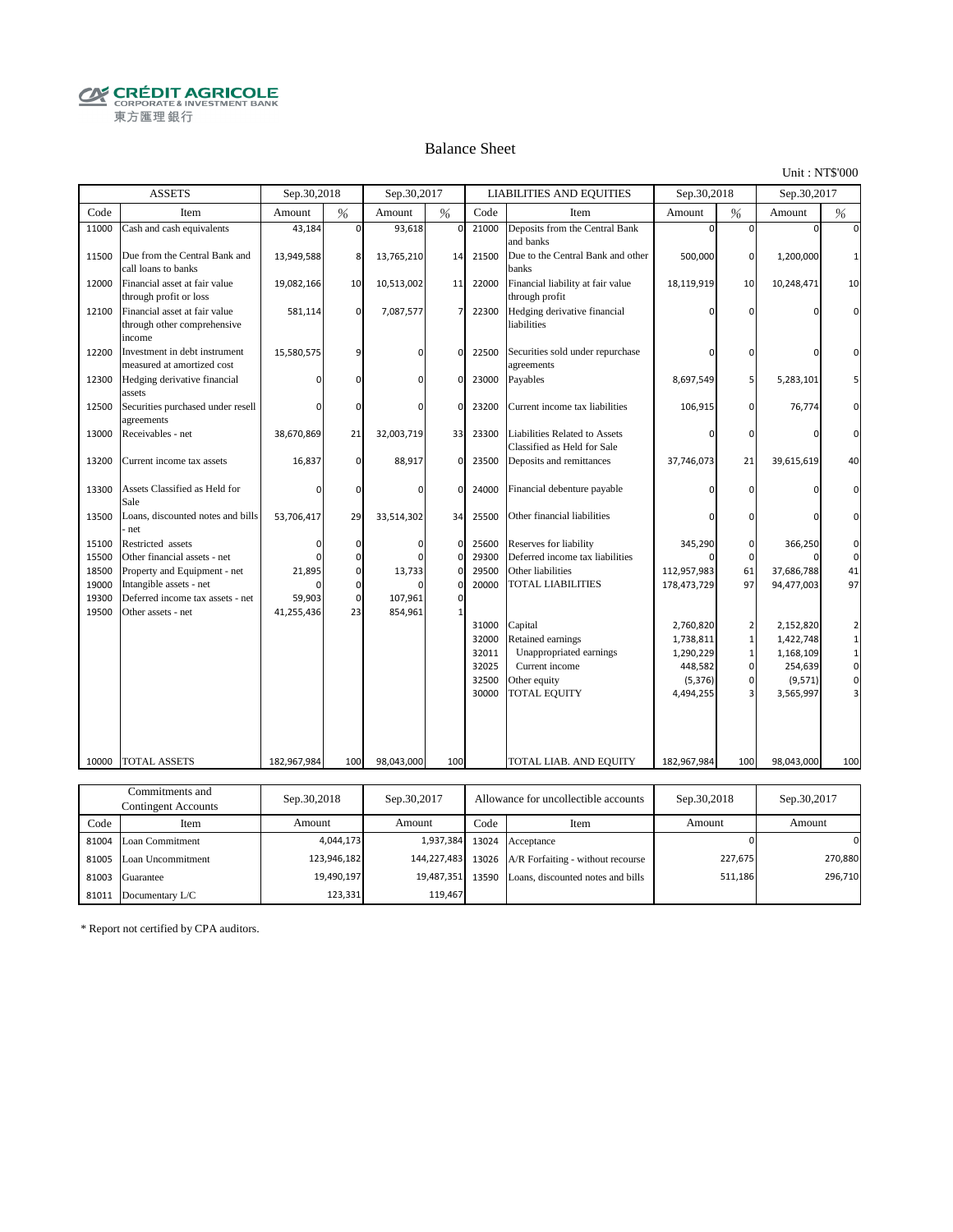CRÉDIT AGRICOLE
CORPORATE & INVESTMENT BANK
東方匯理銀行

## Balance Sheet

Unit : NT$'000

| ASSETS | | Sep.30,2018 | | Sep.30,2017 | | LIABILITIES AND EQUITIES | | Sep.30,2018 | | Sep.30,2017 | |
|---|---|---|---|---|---|---|---|---|---|---|---|
| Code | Item | Amount | % | Amount | % | Code | Item | Amount | % | Amount | % |
| 11000 | Cash and cash equivalents | 43,184 | 0 | 93,618 | 0 | 21000 | Deposits from the Central Bank and banks | 0 | 0 | 0 | 0 |
| 11500 | Due from the Central Bank and call loans to banks | 13,949,588 | 8 | 13,765,210 | 14 | 21500 | Due to the Central Bank and other banks | 500,000 | 0 | 1,200,000 | 1 |
| 12000 | Financial asset at fair value through profit or loss | 19,082,166 | 10 | 10,513,002 | 11 | 22000 | Financial liability at fair value through profit | 18,119,919 | 10 | 10,248,471 | 10 |
| 12100 | Financial asset at fair value through other comprehensive income | 581,114 | 0 | 7,087,577 | 7 | 22300 | Hedging derivative financial liabilities | 0 | 0 | 0 | 0 |
| 12200 | Investment in debt instrument measured at amortized cost | 15,580,575 | 9 | 0 | 0 | 22500 | Securities sold under repurchase agreements | 0 | 0 | 0 | 0 |
| 12300 | Hedging derivative financial assets | 0 | 0 | 0 | 0 | 23000 | Payables | 8,697,549 | 5 | 5,283,101 | 5 |
| 12500 | Securities purchased under resell agreements | 0 | 0 | 0 | 0 | 23200 | Current income tax liabilities | 106,915 | 0 | 76,774 | 0 |
| 13000 | Receivables - net | 38,670,869 | 21 | 32,003,719 | 33 | 23300 | Liabilities Related to Assets Classified as Held for Sale | 0 | 0 | 0 | 0 |
| 13200 | Current income tax assets | 16,837 | 0 | 88,917 | 0 | 23500 | Deposits and remittances | 37,746,073 | 21 | 39,615,619 | 40 |
| 13300 | Assets Classified as Held for Sale | 0 | 0 | 0 | 0 | 24000 | Financial debenture payable | 0 | 0 | 0 | 0 |
| 13500 | Loans, discounted notes and bills - net | 53,706,417 | 29 | 33,514,302 | 34 | 25500 | Other financial liabilities | 0 | 0 | 0 | 0 |
| 15100 | Restricted assets | 0 | 0 | 0 | 0 | 25600 | Reserves for liability | 345,290 | 0 | 366,250 | 0 |
| 15500 | Other financial assets - net | 0 | 0 | 0 | 0 | 29300 | Deferred income tax liabilities | 0 | 0 | 0 | 0 |
| 18500 | Property and Equipment - net | 21,895 | 0 | 13,733 | 0 | 29500 | Other liabilities | 112,957,983 | 61 | 37,686,788 | 41 |
| 19000 | Intangible assets - net | 0 | 0 | 0 | 0 | 20000 | TOTAL LIABILITIES | 178,473,729 | 97 | 94,477,003 | 97 |
| 19300 | Deferred income tax assets - net | 59,903 | 0 | 107,961 | 0 | | | | | | |
| 19500 | Other assets - net | 41,255,436 | 23 | 854,961 | 1 | | | | | | |
| | | | | | | 31000 | Capital | 2,760,820 | 2 | 2,152,820 | 2 |
| | | | | | | 32000 | Retained earnings | 1,738,811 | 1 | 1,422,748 | 1 |
| | | | | | | 32011 | Unappropriated earnings | 1,290,229 | 1 | 1,168,109 | 1 |
| | | | | | | 32025 | Current income | 448,582 | 0 | 254,639 | 0 |
| | | | | | | 32500 | Other equity | (5,376) | 0 | (9,571) | 0 |
| | | | | | | 30000 | TOTAL EQUITY | 4,494,255 | 3 | 3,565,997 | 3 |
| 10000 | TOTAL ASSETS | 182,967,984 | 100 | 98,043,000 | 100 | | TOTAL LIAB. AND EQUITY | 182,967,984 | 100 | 98,043,000 | 100 |

| Commitments and Contingent Accounts | | Sep.30,2018 | Sep.30,2017 | Allowance for uncollectible accounts | | Sep.30,2018 | Sep.30,2017 |
|---|---|---|---|---|---|---|---|
| Code | Item | Amount | Amount | Code | Item | Amount | Amount |
| 81004 | Loan Commitment | 4,044,173 | 1,937,384 | 13024 | Acceptance | 0 | 0 |
| 81005 | Loan Uncommitment | 123,946,182 | 144,227,483 | 13026 | A/R Forfaiting - without recourse | 227,675 | 270,880 |
| 81003 | Guarantee | 19,490,197 | 19,487,351 | 13590 | Loans, discounted notes and bills | 511,186 | 296,710 |
| 81011 | Documentary L/C | 123,331 | 119,467 | | | | |

* Report not certified by CPA auditors.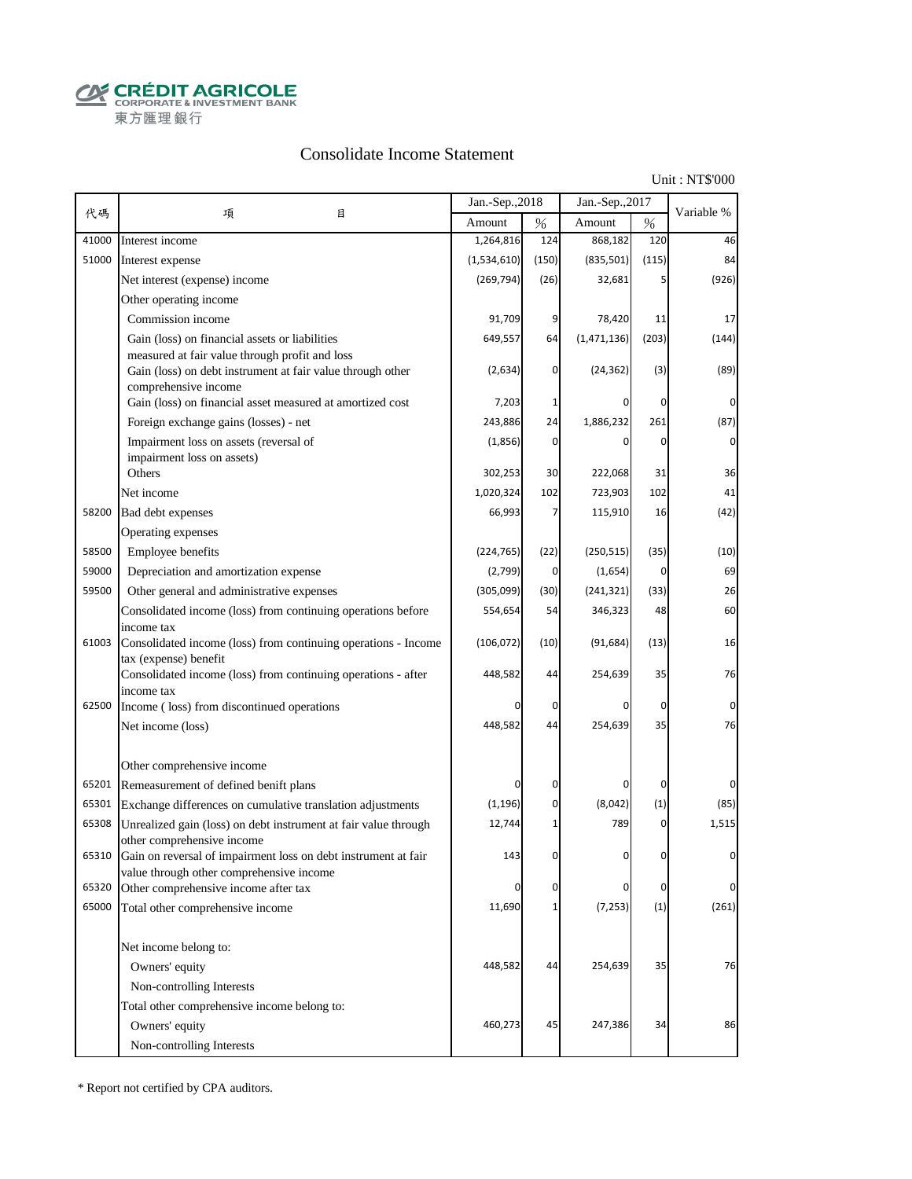CRÉDIT AGRICOLE
CORPORATE & INVESTMENT BANK
東方匯理銀行

# Consolidate Income Statement

Unit : NT$'000

| 代碼 | 項　　　目 | Jan.-Sep.,2018 | | Jan.-Sep.,2017 | | Variable % |
|---|---|---|---|---|---|---|
| | | Amount | % | Amount | % | |
| 41000 | Interest income | 1,264,816 | 124 | 868,182 | 120 | 46 |
| 51000 | Interest expense | (1,534,610) | (150) | (835,501) | (115) | 84 |
| | Net interest (expense) income | (269,794) | (26) | 32,681 | 5 | (926) |
| | Other operating income | | | | | |
| | Commission income | 91,709 | 9 | 78,420 | 11 | 17 |
| | Gain (loss) on financial assets or liabilities measured at fair value through profit and loss | 649,557 | 64 | (1,471,136) | (203) | (144) |
| | Gain (loss) on debt instrument at fair value through other comprehensive income | (2,634) | 0 | (24,362) | (3) | (89) |
| | Gain (loss) on financial asset measured at amortized cost | 7,203 | 1 | 0 | 0 | 0 |
| | Foreign exchange gains (losses) - net | 243,886 | 24 | 1,886,232 | 261 | (87) |
| | Impairment loss on assets (reversal of impairment loss on assets) | (1,856) | 0 | 0 | 0 | 0 |
| | Others | 302,253 | 30 | 222,068 | 31 | 36 |
| | Net income | 1,020,324 | 102 | 723,903 | 102 | 41 |
| 58200 | Bad debt expenses | 66,993 | 7 | 115,910 | 16 | (42) |
| | Operating expenses | | | | | |
| 58500 | Employee benefits | (224,765) | (22) | (250,515) | (35) | (10) |
| 59000 | Depreciation and amortization expense | (2,799) | 0 | (1,654) | 0 | 69 |
| 59500 | Other general and administrative expenses | (305,099) | (30) | (241,321) | (33) | 26 |
| | Consolidated income (loss) from continuing operations before income tax | 554,654 | 54 | 346,323 | 48 | 60 |
| 61003 | Consolidated income (loss) from continuing operations - Income tax (expense) benefit | (106,072) | (10) | (91,684) | (13) | 16 |
| | Consolidated income (loss) from continuing operations - after income tax | 448,582 | 44 | 254,639 | 35 | 76 |
| 62500 | Income ( loss) from discontinued operations | 0 | 0 | 0 | 0 | 0 |
| | Net income (loss) | 448,582 | 44 | 254,639 | 35 | 76 |
| | | | | | | |
| | Other comprehensive income | | | | | |
| 65201 | Remeasurement of defined benift plans | 0 | 0 | 0 | 0 | 0 |
| 65301 | Exchange differences on cumulative translation adjustments | (1,196) | 0 | (8,042) | (1) | (85) |
| 65308 | Unrealized gain (loss) on debt instrument at fair value through other comprehensive income | 12,744 | 1 | 789 | 0 | 1,515 |
| 65310 | Gain on reversal of impairment loss on debt instrument at fair value through other comprehensive income | 143 | 0 | 0 | 0 | 0 |
| 65320 | Other comprehensive income after tax | 0 | 0 | 0 | 0 | 0 |
| 65000 | Total other comprehensive income | 11,690 | 1 | (7,253) | (1) | (261) |
| | | | | | | |
| | Net income belong to: | | | | | |
| | Owners' equity | 448,582 | 44 | 254,639 | 35 | 76 |
| | Non-controlling Interests | | | | | |
| | Total other comprehensive income belong to: | | | | | |
| | Owners' equity | 460,273 | 45 | 247,386 | 34 | 86 |
| | Non-controlling Interests | | | | | |

* Report not certified by CPA auditors.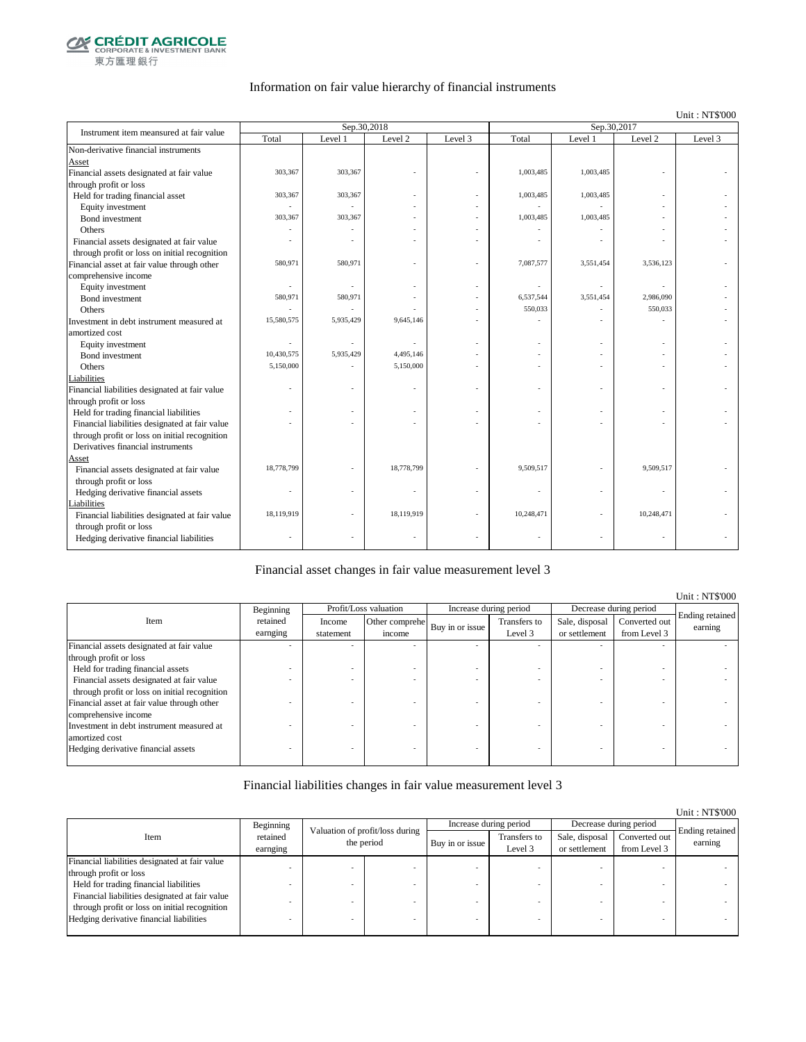CRÉDIT AGRICOLE
CORPORATE & INVESTMENT BANK
東方匯理銀行

## Information on fair value hierarchy of financial instruments

Unit : NT$'000

| Instrument item measured at fair value | Sep.30,2018 | | | | Sep.30,2017 | | | |
|---|---|---|---|---|---|---|---|---|
| | Total | Level 1 | Level 2 | Level 3 | Total | Level 1 | Level 2 | Level 3 |
| Non-derivative financial instruments | | | | | | | | |
| Asset | | | | | | | | |
| Financial assets designated at fair value through profit or loss | 303,367 | 303,367 | - | - | 1,003,485 | 1,003,485 | - | - |
| Held for trading financial asset | 303,367 | 303,367 | - | - | 1,003,485 | 1,003,485 | - | - |
| Equity investment | - | - | - | - | - | - | - | - |
| Bond investment | 303,367 | 303,367 | - | - | 1,003,485 | 1,003,485 | - | - |
| Others | - | - | - | - | - | - | - | - |
| Financial assets designated at fair value through profit or loss on initial recognition | - | - | - | - | - | - | - | - |
| Financial asset at fair value through other comprehensive income | 580,971 | 580,971 | - | - | 7,087,577 | 3,551,454 | 3,536,123 | - |
| Equity investment | - | - | - | - | - | - | - | - |
| Bond investment | 580,971 | 580,971 | - | - | 6,537,544 | 3,551,454 | 2,986,090 | - |
| Others | - | - | - | - | 550,033 | - | 550,033 | - |
| Investment in debt instrument measured at amortized cost | 15,580,575 | 5,935,429 | 9,645,146 | - | - | - | - | - |
| Equity investment | - | - | - | - | - | - | - | - |
| Bond investment | 10,430,575 | 5,935,429 | 4,495,146 | - | - | - | - | - |
| Others | 5,150,000 | - | 5,150,000 | - | - | - | - | - |
| Liabilities | | | | | | | | |
| Financial liabilities designated at fair value through profit or loss | - | - | - | - | - | - | - | - |
| Held for trading financial liabilities | - | - | - | - | - | - | - | - |
| Financial liabilities designated at fair value through profit or loss on initial recognition | - | - | - | - | - | - | - | - |
| Derivatives financial instruments | | | | | | | | |
| Asset | | | | | | | | |
| Financial assets designated at fair value through profit or loss | 18,778,799 | - | 18,778,799 | - | 9,509,517 | - | 9,509,517 | - |
| Hedging derivative financial assets | - | - | - | - | - | - | - | - |
| Liabilities | | | | | | | | |
| Financial liabilities designated at fair value through profit or loss | 18,119,919 | - | 18,119,919 | - | 10,248,471 | - | 10,248,471 | - |
| Hedging derivative financial liabilities | - | - | - | - | - | - | - | - |

## Financial asset changes in fair value measurement level 3

Unit : NT$'000

| Item | Beginning retained earnging | Profit/Loss valuation | | Increase during period | | Decrease during period | | Ending retained earning |
|---|---|---|---|---|---|---|---|---|
| | | Income statement | Other comprehe income | Buy in or issue | Transfers to Level 3 | Sale, disposal or settlement | Converted out from Level 3 | |
| Financial assets designated at fair value through profit or loss | - | - | - | - | - | - | - | - |
| Held for trading financial assets | - | - | - | - | - | - | - | - |
| Financial assets designated at fair value through profit or loss on initial recognition | - | - | - | - | - | - | - | - |
| Financial asset at fair value through other comprehensive income | - | - | - | - | - | - | - | - |
| Investment in debt instrument measured at amortized cost | - | - | - | - | - | - | - | - |
| Hedging derivative financial assets | - | - | - | - | - | - | - | - |

## Financial liabilities changes in fair value measurement level 3

Unit : NT$'000

| Item | Beginning retained earnging | Valuation of profit/loss during the period | | Increase during period | | Decrease during period | | Ending retained earning |
|---|---|---|---|---|---|---|---|---|
| | | | | Buy in or issue | Transfers to Level 3 | Sale, disposal or settlement | Converted out from Level 3 | |
| Financial liabilities designated at fair value through profit or loss | - | - | - | - | - | - | - | - |
| Held for trading financial liabilities | - | - | - | - | - | - | - | - |
| Financial liabilities designated at fair value through profit or loss on initial recognition | - | - | - | - | - | - | - | - |
| Hedging derivative financial liabilities | - | - | - | - | - | - | - | - |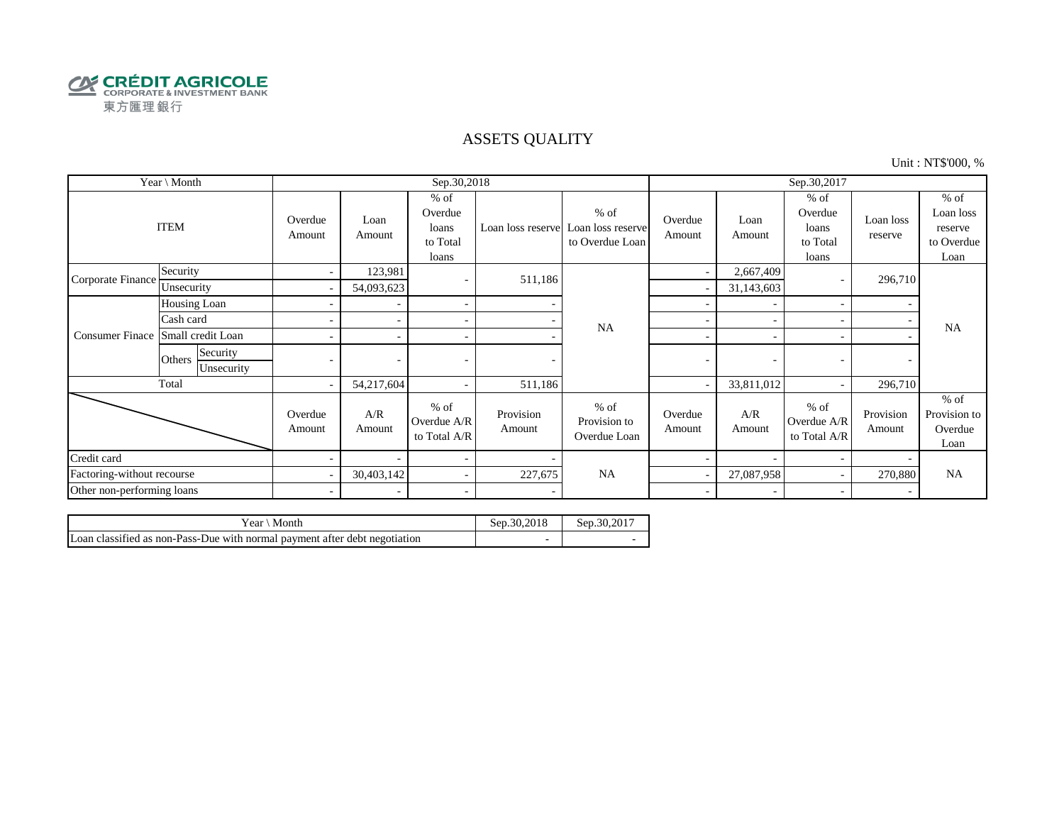CRÉDIT AGRICOLE
CORPORATE & INVESTMENT BANK
東方匯理銀行

# ASSETS QUALITY

Unit : NT$'000, %

| Year \ Month | | | Sep.30,2018 | | | | | Sep.30,2017 | | | | |
|---|---|---|---|---|---|---|---|---|---|---|---|---|
| ITEM | | | Overdue Amount | Loan Amount | % of Overdue loans to Total loans | Loan loss reserve | % of Loan loss reserve to Overdue Loan | Overdue Amount | Loan Amount | % of Overdue loans to Total loans | Loan loss reserve | % of Loan loss reserve to Overdue Loan |
| Corporate Finance | Security | | - | 123,981 | - | 511,186 | NA | - | 2,667,409 | - | 296,710 | NA |
| | Unsecurity | | - | 54,093,623 | | | | - | 31,143,603 | | | |
| Consumer Finace | Housing Loan | | - | - | - | - | | - | - | - | - | |
| | Cash card | | - | - | - | - | | - | - | - | - | |
| | Small credit Loan | | - | - | - | - | | - | - | - | - | |
| | Others | Security | - | - | - | - | | - | - | - | - | |
| | | Unsecurity | | | | | | | | | | |
| Total | | | - | 54,217,604 | - | 511,186 | | - | 33,811,012 | - | 296,710 | |
| | | | Overdue Amount | A/R Amount | % of Overdue A/R to Total A/R | Provision Amount | % of Provision to Overdue Loan | Overdue Amount | A/R Amount | % of Overdue A/R to Total A/R | Provision Amount | % of Provision to Overdue Loan |
| Credit card | | | - | - | - | - | NA | - | - | - | - | NA |
| Factoring-without recourse | | | - | 30,403,142 | - | 227,675 | | - | 27,087,958 | - | 270,880 | |
| Other non-performing loans | | | - | - | - | - | | - | - | - | - | |

| Year \ Month | Sep.30,2018 | Sep.30,2017 |
|---|---|---|
| Loan classified as non-Pass-Due with normal payment after debt negotiation | - | - |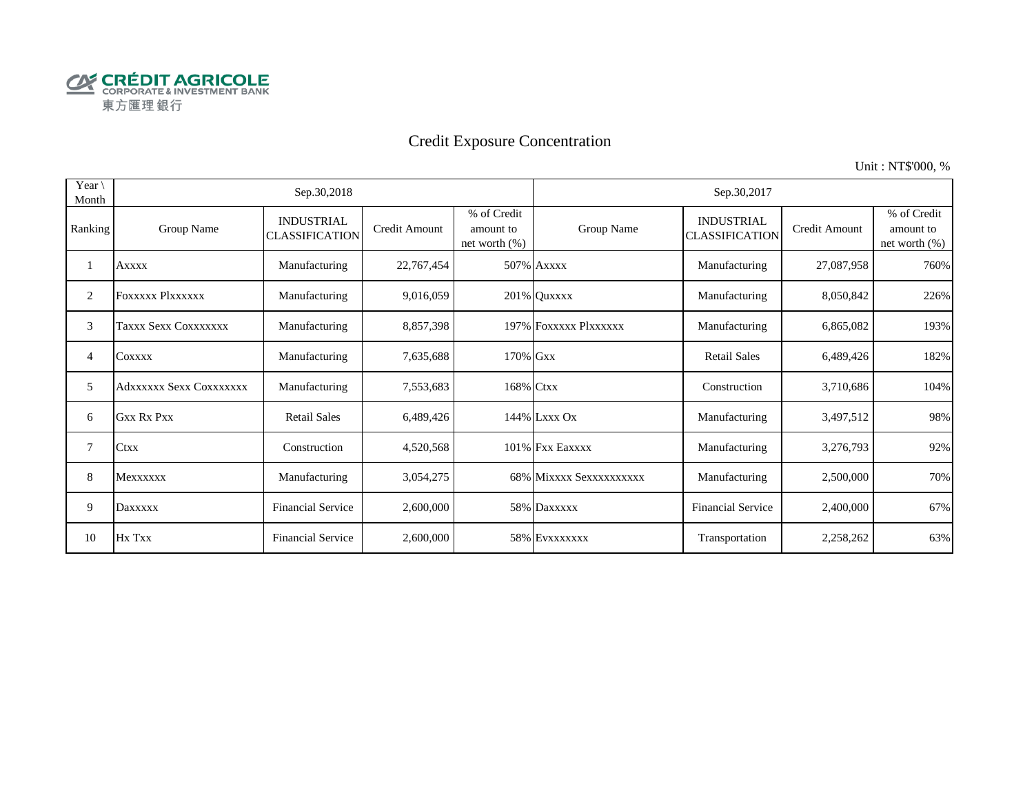CRÉDIT AGRICOLE
CORPORATE & INVESTMENT BANK
東方匯理銀行

# Credit Exposure Concentration

Unit : NT$'000, %

| Year \ Month | Sep.30,2018 | | | | Sep.30,2017 | | | |
|---|---|---|---|---|---|---|---|---|
| Ranking | Group Name | INDUSTRIAL CLASSIFICATION | Credit Amount | % of Credit amount to net worth (%) | Group Name | INDUSTRIAL CLASSIFICATION | Credit Amount | % of Credit amount to net worth (%) |
| 1 | Axxxx | Manufacturing | 22,767,454 | 507% | Axxxx | Manufacturing | 27,087,958 | 760% |
| 2 | Foxxxxx Plxxxxxx | Manufacturing | 9,016,059 | 201% | Quxxxx | Manufacturing | 8,050,842 | 226% |
| 3 | Taxxx Sexx Coxxxxxxx | Manufacturing | 8,857,398 | 197% | Foxxxxx Plxxxxxx | Manufacturing | 6,865,082 | 193% |
| 4 | Coxxxx | Manufacturing | 7,635,688 | 170% | Gxx | Retail Sales | 6,489,426 | 182% |
| 5 | Adxxxxxx Sexx Coxxxxxxx | Manufacturing | 7,553,683 | 168% | Ctxx | Construction | 3,710,686 | 104% |
| 6 | Gxx Rx Pxx | Retail Sales | 6,489,426 | 144% | Lxxx Ox | Manufacturing | 3,497,512 | 98% |
| 7 | Ctxx | Construction | 4,520,568 | 101% | Fxx Eaxxxx | Manufacturing | 3,276,793 | 92% |
| 8 | Mexxxxxx | Manufacturing | 3,054,275 | 68% | Mixxxx Sexxxxxxxxxx | Manufacturing | 2,500,000 | 70% |
| 9 | Daxxxxx | Financial Service | 2,600,000 | 58% | Daxxxxx | Financial Service | 2,400,000 | 67% |
| 10 | Hx Txx | Financial Service | 2,600,000 | 58% | Evxxxxxxx | Transportation | 2,258,262 | 63% |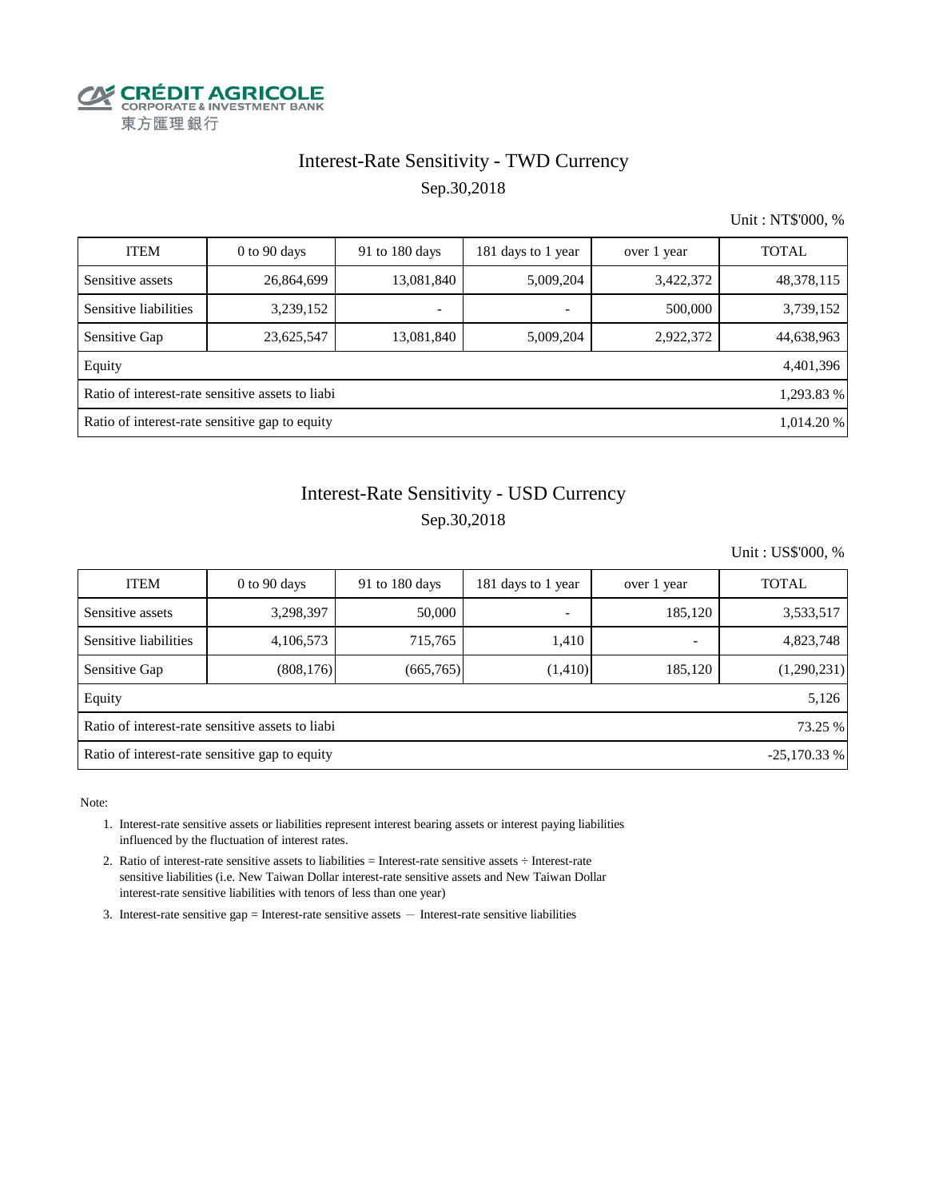CRÉDIT AGRICOLE
CORPORATE & INVESTMENT BANK
東方匯理銀行

## Interest-Rate Sensitivity - TWD Currency

Sep.30,2018

Unit : NT$'000, %

| ITEM | 0 to 90 days | 91 to 180 days | 181 days to 1 year | over 1 year | TOTAL |
|---|---|---|---|---|---|
| Sensitive assets | 26,864,699 | 13,081,840 | 5,009,204 | 3,422,372 | 48,378,115 |
| Sensitive liabilities | 3,239,152 | - | - | 500,000 | 3,739,152 |
| Sensitive Gap | 23,625,547 | 13,081,840 | 5,009,204 | 2,922,372 | 44,638,963 |
| Equity | | | | | 4,401,396 |
| Ratio of interest-rate sensitive assets to liabi | | | | | 1,293.83 % |
| Ratio of interest-rate sensitive gap to equity | | | | | 1,014.20 % |

## Interest-Rate Sensitivity - USD Currency

Sep.30,2018

Unit : US$'000, %

| ITEM | 0 to 90 days | 91 to 180 days | 181 days to 1 year | over 1 year | TOTAL |
|---|---|---|---|---|---|
| Sensitive assets | 3,298,397 | 50,000 | - | 185,120 | 3,533,517 |
| Sensitive liabilities | 4,106,573 | 715,765 | 1,410 | - | 4,823,748 |
| Sensitive Gap | (808,176) | (665,765) | (1,410) | 185,120 | (1,290,231) |
| Equity | | | | | 5,126 |
| Ratio of interest-rate sensitive assets to liabi | | | | | 73.25 % |
| Ratio of interest-rate sensitive gap to equity | | | | | -25,170.33 % |

Note:

1. Interest-rate sensitive assets or liabilities represent interest bearing assets or interest paying liabilities influenced by the fluctuation of interest rates.
2. Ratio of interest-rate sensitive assets to liabilities = Interest-rate sensitive assets ÷ Interest-rate sensitive liabilities (i.e. New Taiwan Dollar interest-rate sensitive assets and New Taiwan Dollar interest-rate sensitive liabilities with tenors of less than one year)
3. Interest-rate sensitive gap = Interest-rate sensitive assets － Interest-rate sensitive liabilities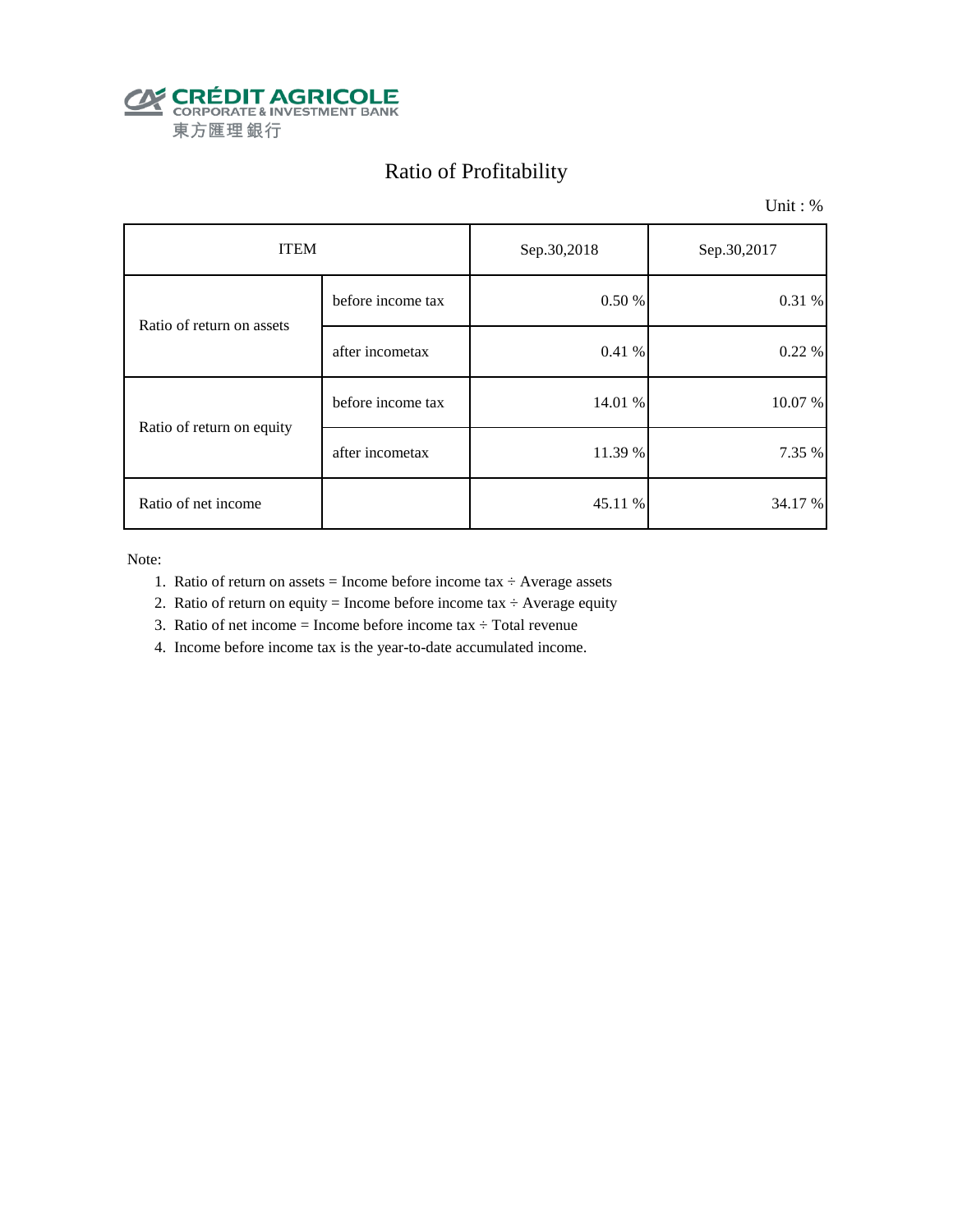CRÉDIT AGRICOLE
CORPORATE & INVESTMENT BANK
東方匯理銀行

# Ratio of Profitability

Unit : %

| ITEM | | Sep.30,2018 | Sep.30,2017 |
|---|---|---|---|
| Ratio of return on assets | before income tax | 0.50 % | 0.31 % |
| | after incometax | 0.41 % | 0.22 % |
| Ratio of return on equity | before income tax | 14.01 % | 10.07 % |
| | after incometax | 11.39 % | 7.35 % |
| Ratio of net income | | 45.11 % | 34.17 % |

Note:

1. Ratio of return on assets = Income before income tax ÷ Average assets
2. Ratio of return on equity = Income before income tax ÷ Average equity
3. Ratio of net income = Income before income tax ÷ Total revenue
4. Income before income tax is the year-to-date accumulated income.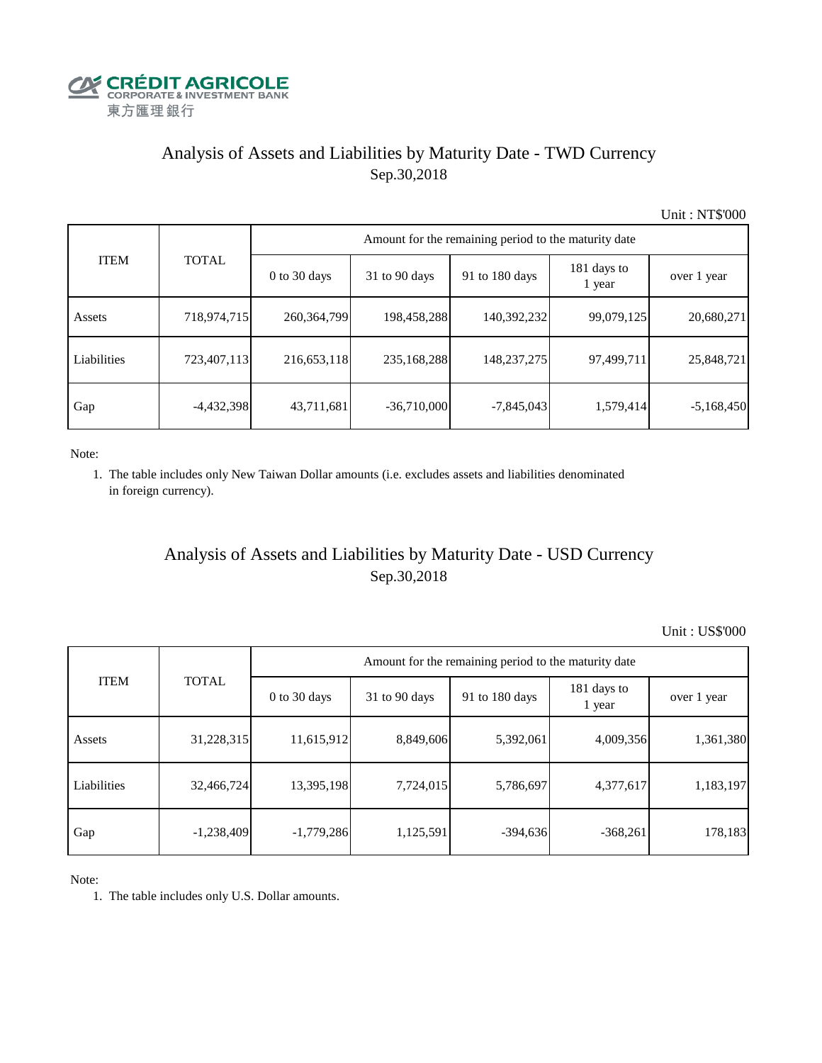CRÉDIT AGRICOLE
CORPORATE & INVESTMENT BANK
東方匯理銀行

# Analysis of Assets and Liabilities by Maturity Date - TWD Currency
## Sep.30,2018

Unit : NT$'000

| ITEM | TOTAL | Amount for the remaining period to the maturity date | | | | |
|---|---|---|---|---|---|---|
| | | 0 to 30 days | 31 to 90 days | 91 to 180 days | 181 days to 1 year | over 1 year |
| Assets | 718,974,715 | 260,364,799 | 198,458,288 | 140,392,232 | 99,079,125 | 20,680,271 |
| Liabilities | 723,407,113 | 216,653,118 | 235,168,288 | 148,237,275 | 97,499,711 | 25,848,721 |
| Gap | -4,432,398 | 43,711,681 | -36,710,000 | -7,845,043 | 1,579,414 | -5,168,450 |

Note:

1. The table includes only New Taiwan Dollar amounts (i.e. excludes assets and liabilities denominated in foreign currency).

# Analysis of Assets and Liabilities by Maturity Date - USD Currency
## Sep.30,2018

Unit : US$'000

| ITEM | TOTAL | Amount for the remaining period to the maturity date | | | | |
|---|---|---|---|---|---|---|
| | | 0 to 30 days | 31 to 90 days | 91 to 180 days | 181 days to 1 year | over 1 year |
| Assets | 31,228,315 | 11,615,912 | 8,849,606 | 5,392,061 | 4,009,356 | 1,361,380 |
| Liabilities | 32,466,724 | 13,395,198 | 7,724,015 | 5,786,697 | 4,377,617 | 1,183,197 |
| Gap | -1,238,409 | -1,779,286 | 1,125,591 | -394,636 | -368,261 | 178,183 |

Note:

1. The table includes only U.S. Dollar amounts.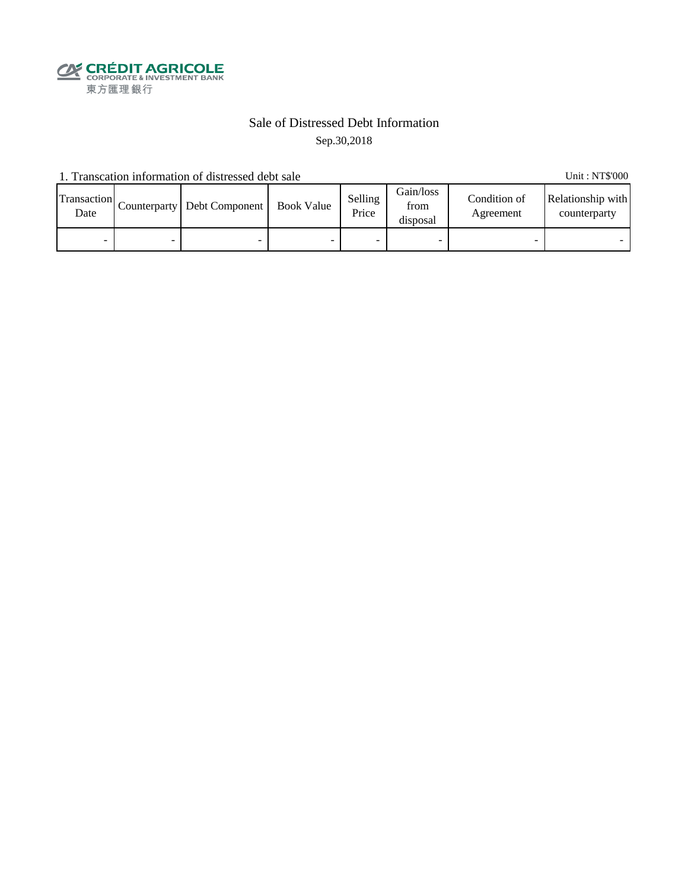CRÉDIT AGRICOLE
CORPORATE & INVESTMENT BANK
東方匯理銀行

# Sale of Distressed Debt Information

Sep.30,2018

1. Transcation information of distressed debt sale

Unit : NT$'000

| Transaction Date | Counterparty | Debt Component | Book Value | Selling Price | Gain/loss from disposal | Condition of Agreement | Relationship with counterparty |
|---|---|---|---|---|---|---|---|
| - | - | - | - | - | - | - | - |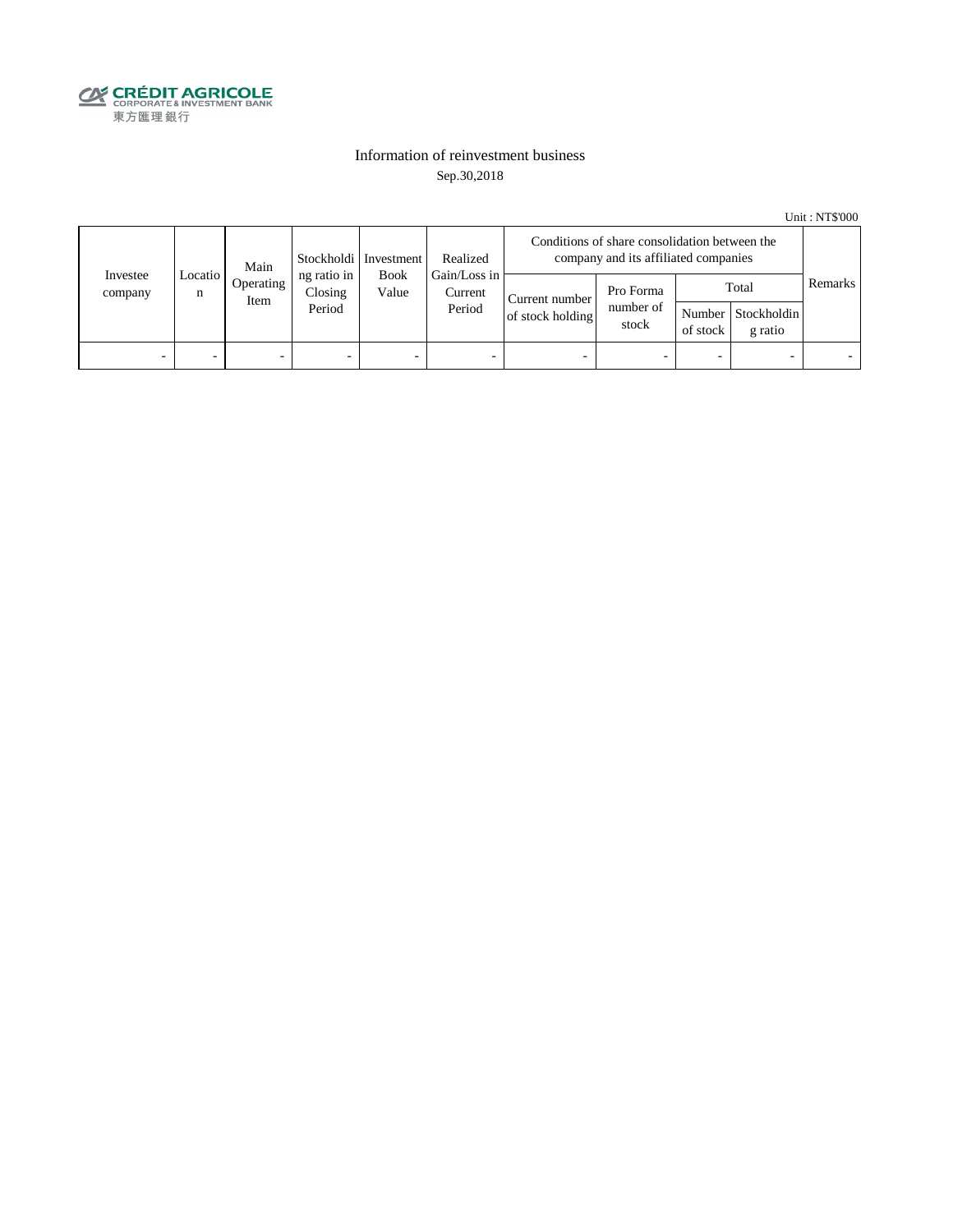CRÉDIT AGRICOLE
CORPORATE & INVESTMENT BANK
東方匯理銀行

# Information of reinvestment business

Sep.30,2018

Unit : NT$'000

| Investee company | Location | Main Operating Item | Stockholding ratio in Closing Period | Investment Book Value | Realized Gain/Loss in Current Period | Conditions of share consolidation between the company and its affiliated companies | | | | Remarks |
|---|---|---|---|---|---|---|---|---|---|---|
| | | | | | | Current number of stock holding | Pro Forma number of stock | Total | | |
| | | | | | | | | Number of stock | Stockholding ratio | |
| - | - | - | - | - | - | - | - | - | - | - |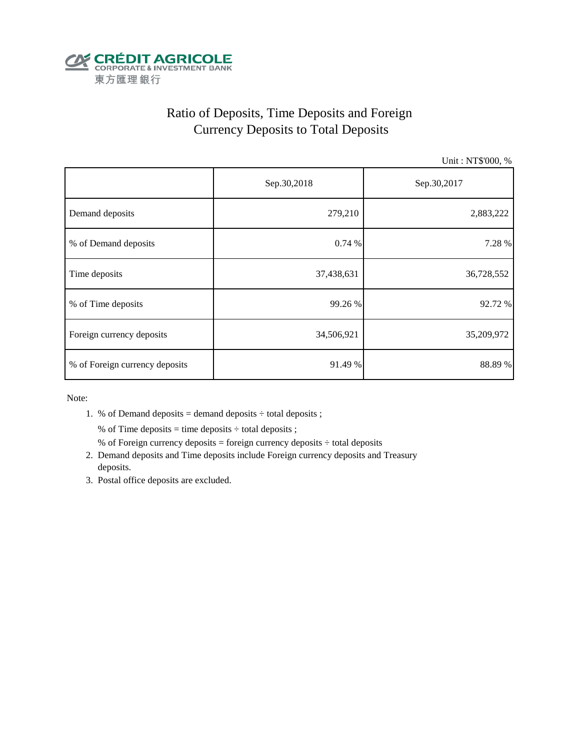CRÉDIT AGRICOLE
CORPORATE & INVESTMENT BANK
東方匯理銀行

# Ratio of Deposits, Time Deposits and Foreign Currency Deposits to Total Deposits

Unit : NT$'000, %

| | Sep.30,2018 | Sep.30,2017 |
|---|---|---|
| Demand deposits | 279,210 | 2,883,222 |
| % of Demand deposits | 0.74 % | 7.28 % |
| Time deposits | 37,438,631 | 36,728,552 |
| % of Time deposits | 99.26 % | 92.72 % |
| Foreign currency deposits | 34,506,921 | 35,209,972 |
| % of Foreign currency deposits | 91.49 % | 88.89 % |

Note:

1. % of Demand deposits = demand deposits ÷ total deposits ;
   % of Time deposits = time deposits ÷ total deposits ;
   % of Foreign currency deposits = foreign currency deposits ÷ total deposits
2. Demand deposits and Time deposits include Foreign currency deposits and Treasury deposits.
3. Postal office deposits are excluded.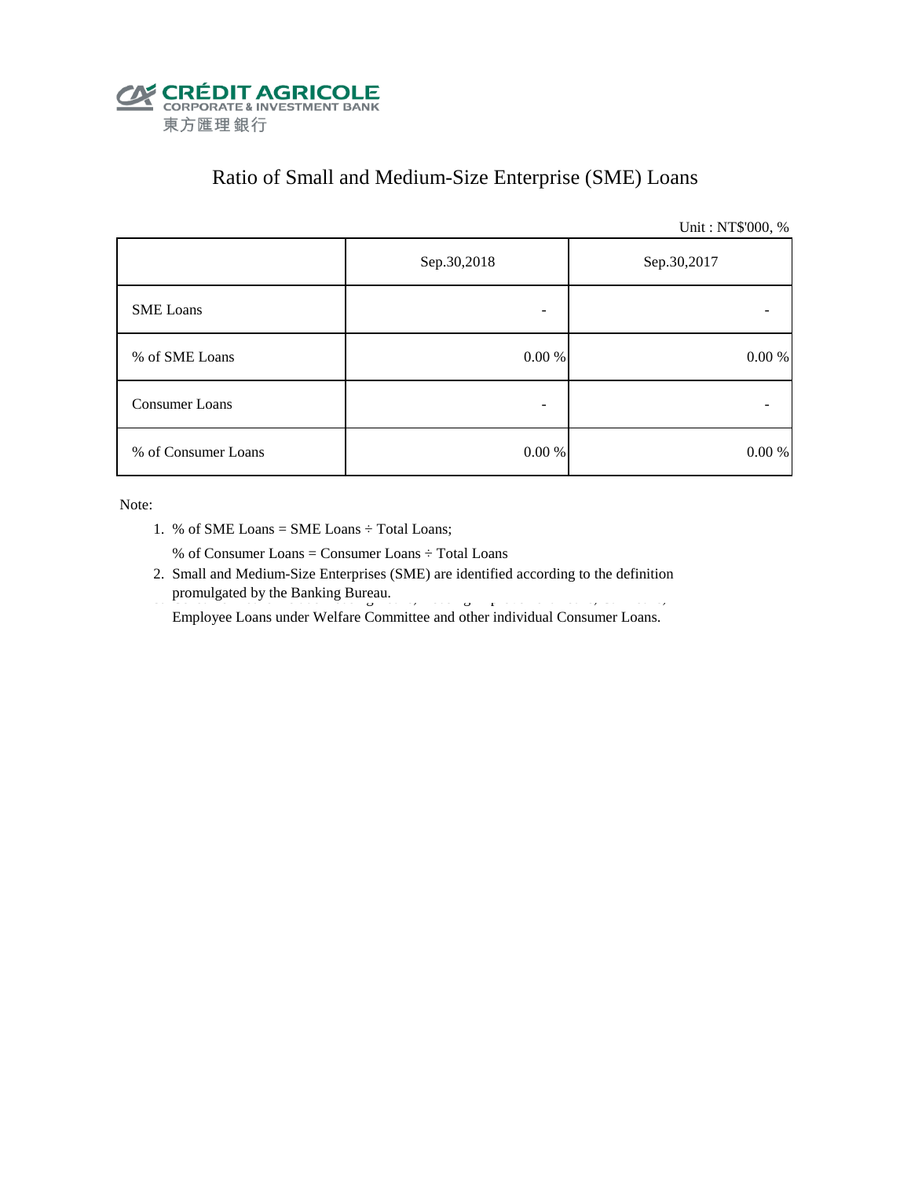CRÉDIT AGRICOLE
CORPORATE & INVESTMENT BANK
東方匯理銀行

# Ratio of Small and Medium-Size Enterprise (SME) Loans

Unit : NT$'000, %

| | Sep.30,2018 | Sep.30,2017 |
|---|---|---|
| SME Loans | - | - |
| % of SME Loans | 0.00 % | 0.00 % |
| Consumer Loans | - | - |
| % of Consumer Loans | 0.00 % | 0.00 % |

Note:

1. % of SME Loans = SME Loans ÷ Total Loans;

   % of Consumer Loans = Consumer Loans ÷ Total Loans
2. Small and Medium-Size Enterprises (SME) are identified according to the definition promulgated by the Banking Bureau.

   Employee Loans under Welfare Committee and other individual Consumer Loans.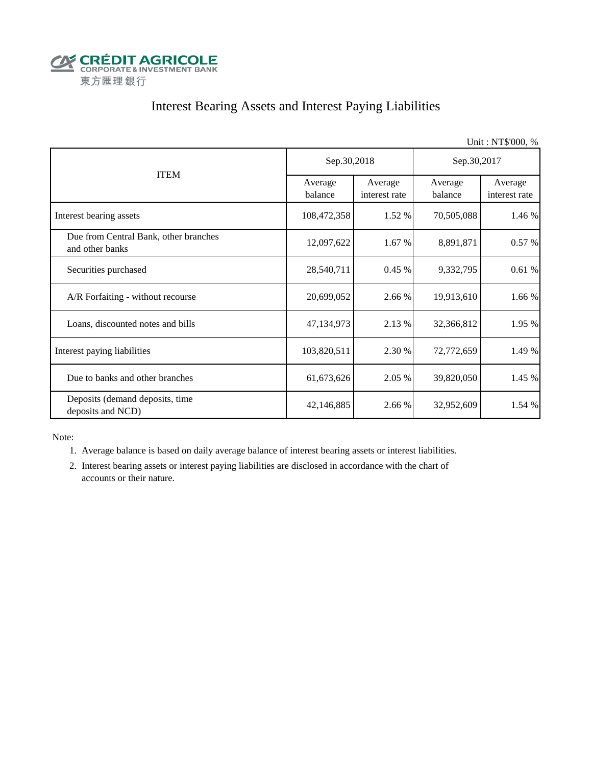CRÉDIT AGRICOLE
CORPORATE & INVESTMENT BANK
東方匯理銀行

# Interest Bearing Assets and Interest Paying Liabilities

Unit : NT$'000, %

| ITEM | Sep.30,2018 | | Sep.30,2017 | |
|---|---|---|---|---|
| | Average balance | Average interest rate | Average balance | Average interest rate |
| Interest bearing assets | 108,472,358 | 1.52 % | 70,505,088 | 1.46 % |
| Due from Central Bank, other branches and other banks | 12,097,622 | 1.67 % | 8,891,871 | 0.57 % |
| Securities purchased | 28,540,711 | 0.45 % | 9,332,795 | 0.61 % |
| A/R Forfaiting - without recourse | 20,699,052 | 2.66 % | 19,913,610 | 1.66 % |
| Loans, discounted notes and bills | 47,134,973 | 2.13 % | 32,366,812 | 1.95 % |
| Interest paying liabilities | 103,820,511 | 2.30 % | 72,772,659 | 1.49 % |
| Due to banks and other branches | 61,673,626 | 2.05 % | 39,820,050 | 1.45 % |
| Deposits (demand deposits, time deposits and NCD) | 42,146,885 | 2.66 % | 32,952,609 | 1.54 % |

Note:

1. Average balance is based on daily average balance of interest bearing assets or interest liabilities.
2. Interest bearing assets or interest paying liabilities are disclosed in accordance with the chart of accounts or their nature.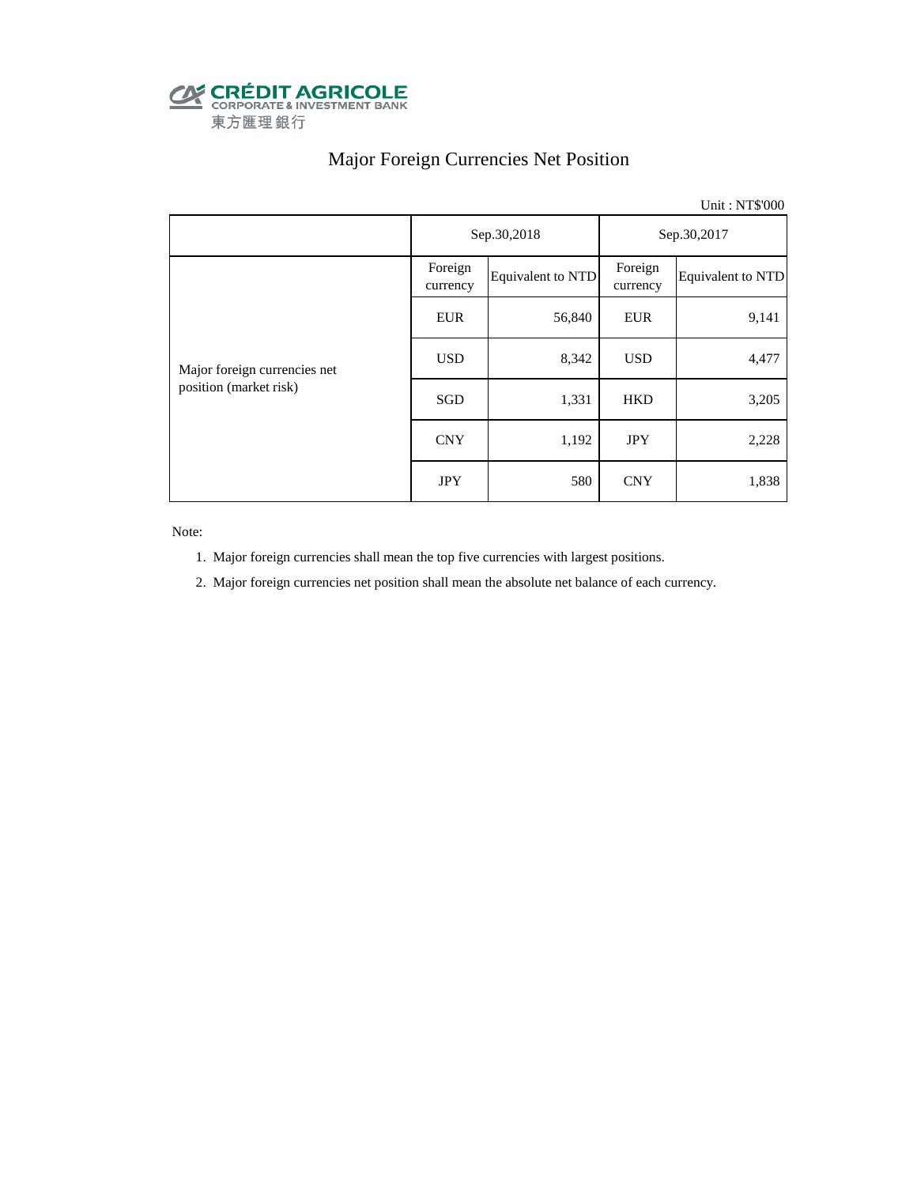CRÉDIT AGRICOLE
CORPORATE & INVESTMENT BANK
東方匯理銀行

# Major Foreign Currencies Net Position

Unit : NT$'000

| | Sep.30,2018 | | Sep.30,2017 | |
|---|---|---|---|---|
| | Foreign currency | Equivalent to NTD | Foreign currency | Equivalent to NTD |
| Major foreign currencies net position (market risk) | EUR | 56,840 | EUR | 9,141 |
| | USD | 8,342 | USD | 4,477 |
| | SGD | 1,331 | HKD | 3,205 |
| | CNY | 1,192 | JPY | 2,228 |
| | JPY | 580 | CNY | 1,838 |

Note:

1. Major foreign currencies shall mean the top five currencies with largest positions.
2. Major foreign currencies net position shall mean the absolute net balance of each currency.